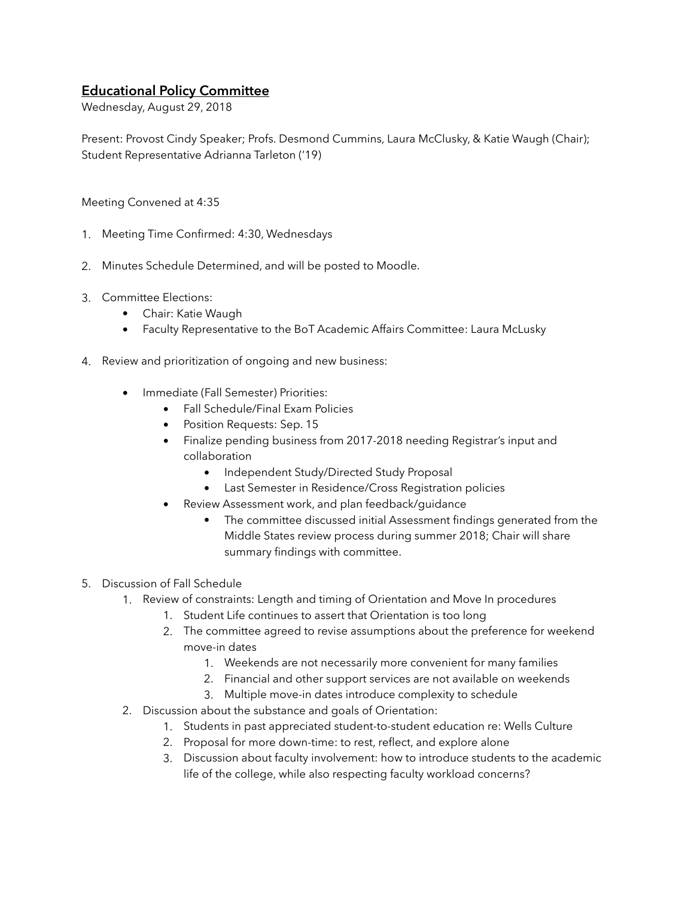## **Educational Policy Committee**

Wednesday, August 29, 2018

Present: Provost Cindy Speaker; Profs. Desmond Cummins, Laura McClusky, & Katie Waugh (Chair); Student Representative Adrianna Tarleton ('19)

Meeting Convened at 4:35

1. Meeting Time Confirmed: 4:30, Wednesdays

2. Minutes Schedule Determined, and will be posted to Moodle.

3. Committee Elections:
    - Chair: Katie Waugh
    - Faculty Representative to the BoT Academic Affairs Committee: Laura McLusky

4. Review and prioritization of ongoing and new business:

    - Immediate (Fall Semester) Priorities:
        - Fall Schedule/Final Exam Policies
        - Position Requests: Sep. 15
        - Finalize pending business from 2017-2018 needing Registrar's input and collaboration
            - Independent Study/Directed Study Proposal
            - Last Semester in Residence/Cross Registration policies
        - Review Assessment work, and plan feedback/guidance
            - The committee discussed initial Assessment findings generated from the Middle States review process during summer 2018; Chair will share summary findings with committee.

5. Discussion of Fall Schedule
    1. Review of constraints: Length and timing of Orientation and Move In procedures
        1. Student Life continues to assert that Orientation is too long
        2. The committee agreed to revise assumptions about the preference for weekend move-in dates
            1. Weekends are not necessarily more convenient for many families
            2. Financial and other support services are not available on weekends
            3. Multiple move-in dates introduce complexity to schedule
    2. Discussion about the substance and goals of Orientation:
        1. Students in past appreciated student-to-student education re: Wells Culture
        2. Proposal for more down-time: to rest, reflect, and explore alone
        3. Discussion about faculty involvement: how to introduce students to the academic life of the college, while also respecting faculty workload concerns?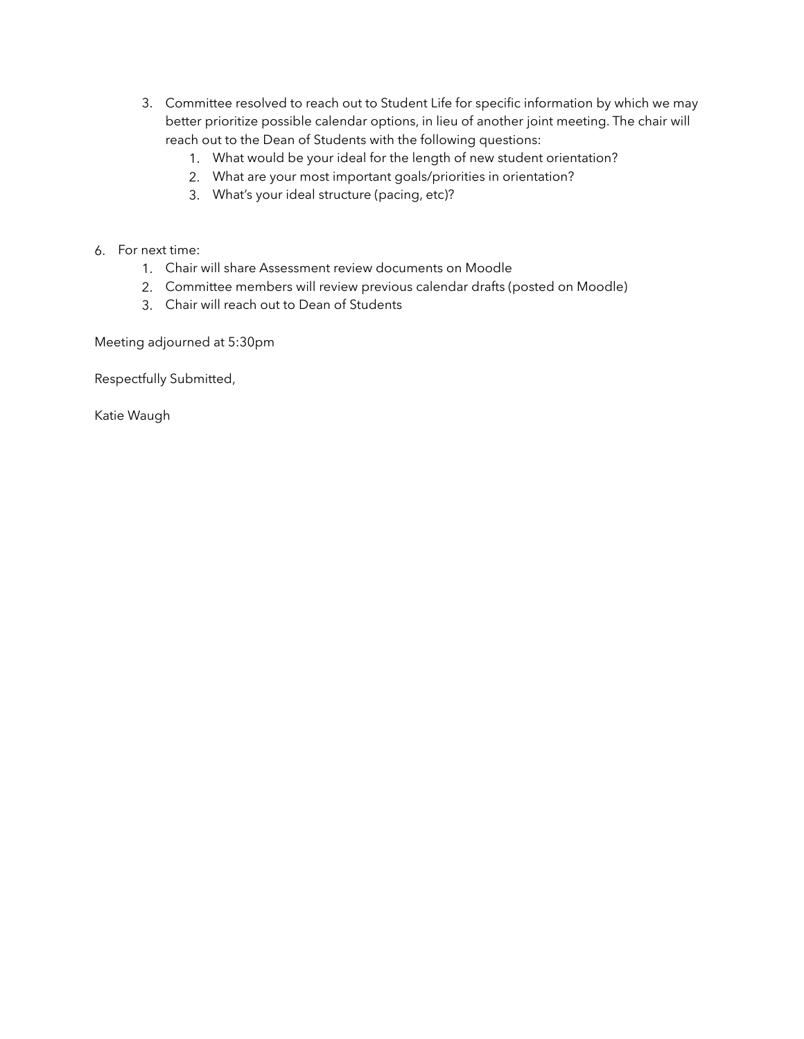3. Committee resolved to reach out to Student Life for specific information by which we may better prioritize possible calendar options, in lieu of another joint meeting. The chair will reach out to the Dean of Students with the following questions:
    1. What would be your ideal for the length of new student orientation?
    2. What are your most important goals/priorities in orientation?
    3. What's your ideal structure (pacing, etc)?

6. For next time:
    1. Chair will share Assessment review documents on Moodle
    2. Committee members will review previous calendar drafts (posted on Moodle)
    3. Chair will reach out to Dean of Students

Meeting adjourned at 5:30pm

Respectfully Submitted,

Katie Waugh